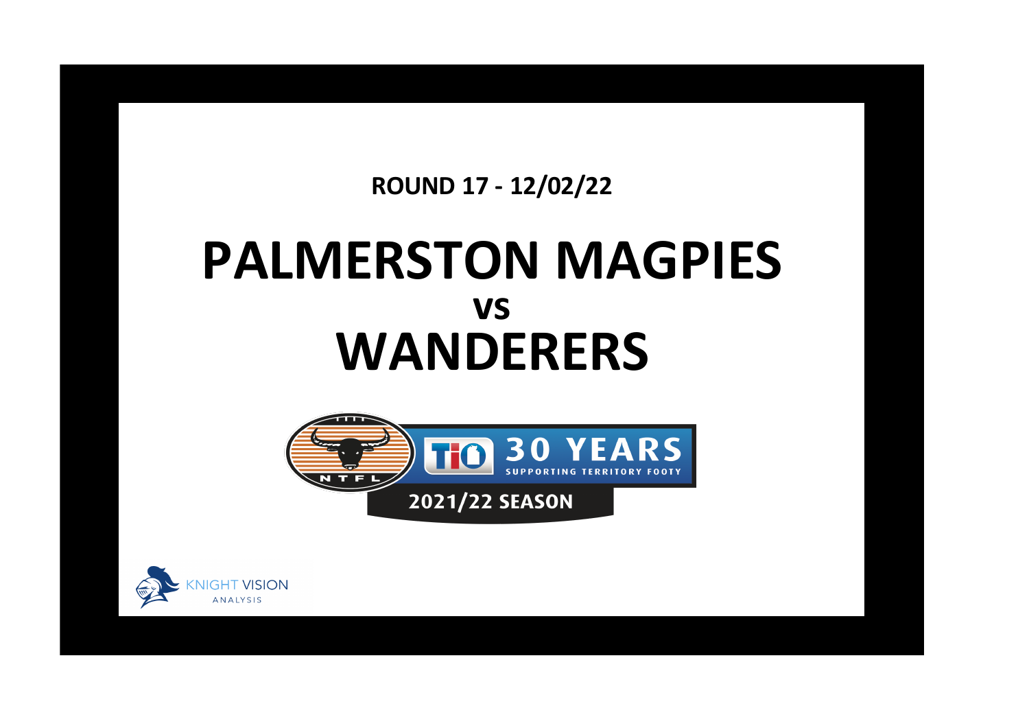**ROUND 17 - 12/02/22**

# PALMERSTON MAGPIES

## vs

# WANDERERS

NTFL

TIO 30 YEARS SUPPORTING TERRITORY FOOTY

2021/22 SEASON

KNIGHT VISION ANALYSIS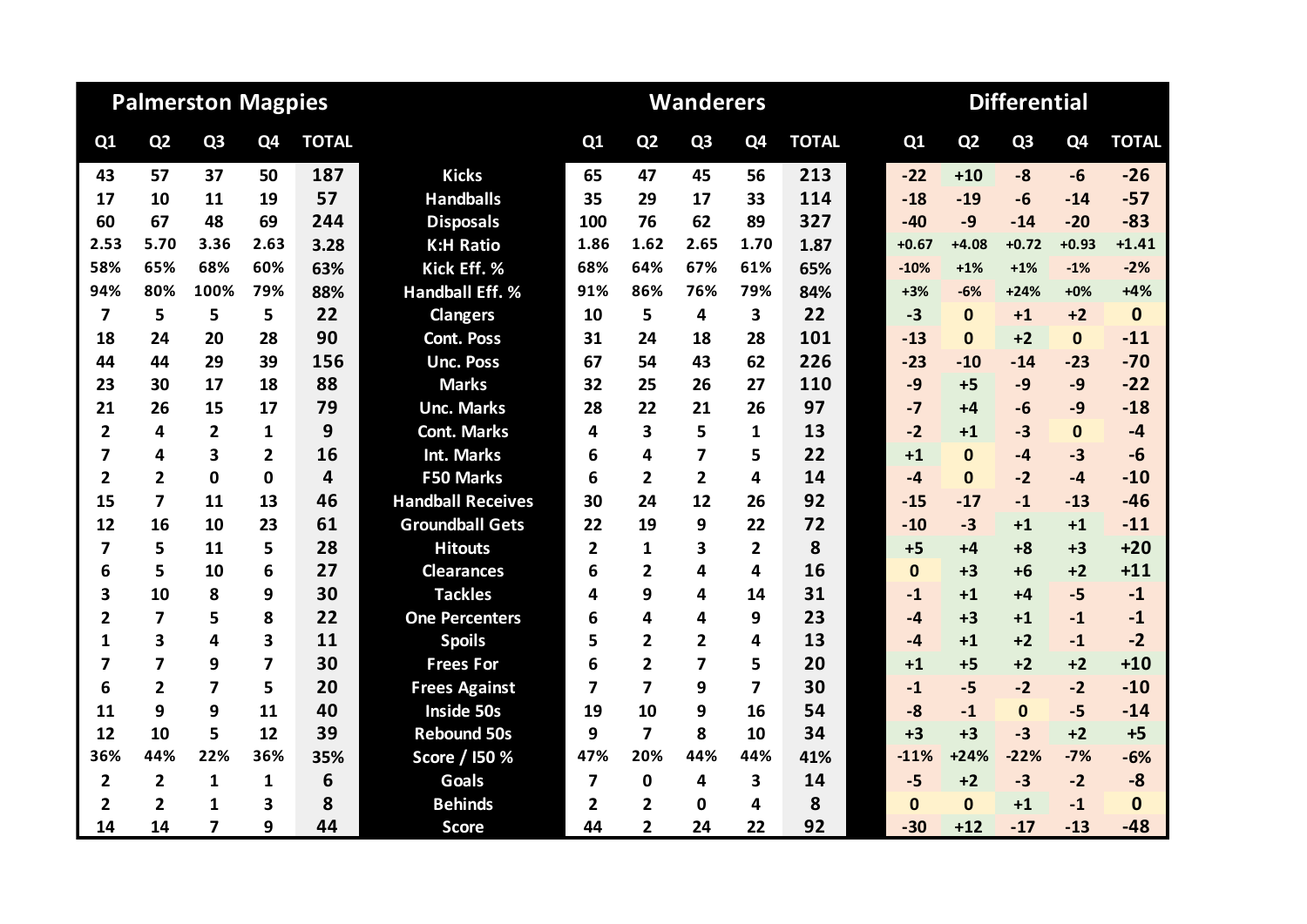| Palmerston Magpies | | | | | | Wanderers | | | | | Differential | | | | |
|---|---|---|---|---|---|---|---|---|---|---|---|---|---|---|---|
| Q1 | Q2 | Q3 | Q4 | TOTAL | | Q1 | Q2 | Q3 | Q4 | TOTAL | Q1 | Q2 | Q3 | Q4 | TOTAL |
| 43 | 57 | 37 | 50 | 187 | Kicks | 65 | 47 | 45 | 56 | 213 | -22 | +10 | -8 | -6 | -26 |
| 17 | 10 | 11 | 19 | 57 | Handballs | 35 | 29 | 17 | 33 | 114 | -18 | -19 | -6 | -14 | -57 |
| 60 | 67 | 48 | 69 | 244 | Disposals | 100 | 76 | 62 | 89 | 327 | -40 | -9 | -14 | -20 | -83 |
| 2.53 | 5.70 | 3.36 | 2.63 | 3.28 | K:H Ratio | 1.86 | 1.62 | 2.65 | 1.70 | 1.87 | +0.67 | +4.08 | +0.72 | +0.93 | +1.41 |
| 58% | 65% | 68% | 60% | 63% | Kick Eff. % | 68% | 64% | 67% | 61% | 65% | -10% | +1% | +1% | -1% | -2% |
| 94% | 80% | 100% | 79% | 88% | Handball Eff. % | 91% | 86% | 76% | 79% | 84% | +3% | -6% | +24% | +0% | +4% |
| 7 | 5 | 5 | 5 | 22 | Clangers | 10 | 5 | 4 | 3 | 22 | -3 | 0 | +1 | +2 | 0 |
| 18 | 24 | 20 | 28 | 90 | Cont. Poss | 31 | 24 | 18 | 28 | 101 | -13 | 0 | +2 | 0 | -11 |
| 44 | 44 | 29 | 39 | 156 | Unc. Poss | 67 | 54 | 43 | 62 | 226 | -23 | -10 | -14 | -23 | -70 |
| 23 | 30 | 17 | 18 | 88 | Marks | 32 | 25 | 26 | 27 | 110 | -9 | +5 | -9 | -9 | -22 |
| 21 | 26 | 15 | 17 | 79 | Unc. Marks | 28 | 22 | 21 | 26 | 97 | -7 | +4 | -6 | -9 | -18 |
| 2 | 4 | 2 | 1 | 9 | Cont. Marks | 4 | 3 | 5 | 1 | 13 | -2 | +1 | -3 | 0 | -4 |
| 7 | 4 | 3 | 2 | 16 | Int. Marks | 6 | 4 | 7 | 5 | 22 | +1 | 0 | -4 | -3 | -6 |
| 2 | 2 | 0 | 0 | 4 | F50 Marks | 6 | 2 | 2 | 4 | 14 | -4 | 0 | -2 | -4 | -10 |
| 15 | 7 | 11 | 13 | 46 | Handball Receives | 30 | 24 | 12 | 26 | 92 | -15 | -17 | -1 | -13 | -46 |
| 12 | 16 | 10 | 23 | 61 | Groundball Gets | 22 | 19 | 9 | 22 | 72 | -10 | -3 | +1 | +1 | -11 |
| 7 | 5 | 11 | 5 | 28 | Hitouts | 2 | 1 | 3 | 2 | 8 | +5 | +4 | +8 | +3 | +20 |
| 6 | 5 | 10 | 6 | 27 | Clearances | 6 | 2 | 4 | 4 | 16 | 0 | +3 | +6 | +2 | +11 |
| 3 | 10 | 8 | 9 | 30 | Tackles | 4 | 9 | 4 | 14 | 31 | -1 | +1 | +4 | -5 | -1 |
| 2 | 7 | 5 | 8 | 22 | One Percenters | 6 | 4 | 4 | 9 | 23 | -4 | +3 | +1 | -1 | -1 |
| 1 | 3 | 4 | 3 | 11 | Spoils | 5 | 2 | 2 | 4 | 13 | -4 | +1 | +2 | -1 | -2 |
| 7 | 7 | 9 | 7 | 30 | Frees For | 6 | 2 | 7 | 5 | 20 | +1 | +5 | +2 | +2 | +10 |
| 6 | 2 | 7 | 5 | 20 | Frees Against | 7 | 7 | 9 | 7 | 30 | -1 | -5 | -2 | -2 | -10 |
| 11 | 9 | 9 | 11 | 40 | Inside 50s | 19 | 10 | 9 | 16 | 54 | -8 | -1 | 0 | -5 | -14 |
| 12 | 10 | 5 | 12 | 39 | Rebound 50s | 9 | 7 | 8 | 10 | 34 | +3 | +3 | -3 | +2 | +5 |
| 36% | 44% | 22% | 36% | 35% | Score / I50 % | 47% | 20% | 44% | 44% | 41% | -11% | +24% | -22% | -7% | -6% |
| 2 | 2 | 1 | 1 | 6 | Goals | 7 | 0 | 4 | 3 | 14 | -5 | +2 | -3 | -2 | -8 |
| 2 | 2 | 1 | 3 | 8 | Behinds | 2 | 2 | 0 | 4 | 8 | 0 | 0 | +1 | -1 | 0 |
| 14 | 14 | 7 | 9 | 44 | Score | 44 | 2 | 24 | 22 | 92 | -30 | +12 | -17 | -13 | -48 |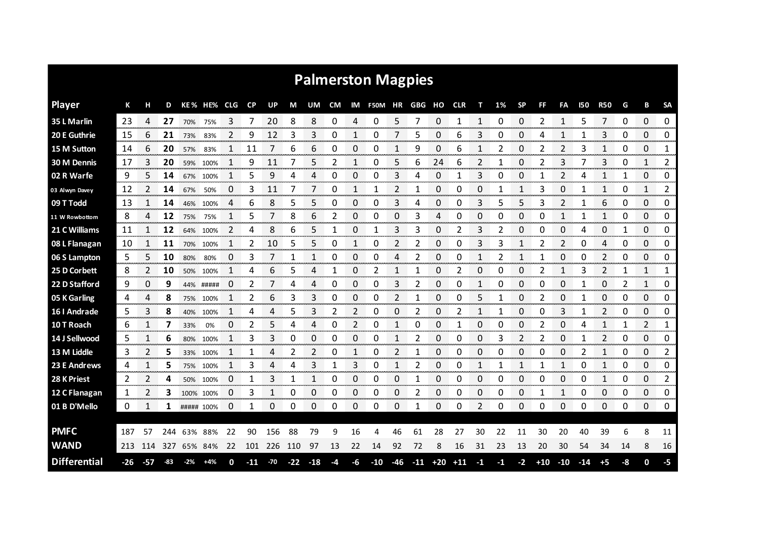# Palmerston Magpies

| Player | K | H | D | KE% | HE% | CLG | CP | UP | M | UM | CM | IM | F50M | HR | GBG | HO | CLR | T | 1% | SP | FF | FA | I50 | R50 | G | B | SA |
|---|---|---|---|---|---|---|---|---|---|---|---|---|---|---|---|---|---|---|---|---|---|---|---|---|---|---|---|
| 35 L Marlin | 23 | 4 | **27** | 70% | 75% | 3 | 7 | 20 | 8 | 8 | 0 | 4 | 0 | 5 | 7 | 0 | 1 | 1 | 0 | 0 | 2 | 1 | 5 | 7 | 0 | 0 | 0 |
| 20 E Guthrie | 15 | 6 | **21** | 73% | 83% | 2 | 9 | 12 | 3 | 3 | 0 | 1 | 0 | 7 | 5 | 0 | 6 | 3 | 0 | 0 | 4 | 1 | 1 | 3 | 0 | 0 | 0 |
| 15 M Sutton | 14 | 6 | **20** | 57% | 83% | 1 | 11 | 7 | 6 | 6 | 0 | 0 | 0 | 1 | 9 | 0 | 6 | 1 | 2 | 0 | 2 | 2 | 3 | 1 | 0 | 0 | 1 |
| 30 M Dennis | 17 | 3 | **20** | 59% | 100% | 1 | 9 | 11 | 7 | 5 | 2 | 1 | 0 | 5 | 6 | 24 | 6 | 2 | 1 | 0 | 2 | 3 | 7 | 3 | 0 | 1 | 2 |
| 02 R Warfe | 9 | 5 | **14** | 67% | 100% | 1 | 5 | 9 | 4 | 4 | 0 | 0 | 0 | 3 | 4 | 0 | 1 | 3 | 0 | 0 | 1 | 2 | 4 | 1 | 1 | 0 | 0 |
| 03 Alwyn Davey | 12 | 2 | **14** | 67% | 50% | 0 | 3 | 11 | 7 | 7 | 0 | 1 | 1 | 2 | 1 | 0 | 0 | 0 | 1 | 1 | 3 | 0 | 1 | 1 | 0 | 1 | 2 |
| 09 T Todd | 13 | 1 | **14** | 46% | 100% | 4 | 6 | 8 | 5 | 5 | 0 | 0 | 0 | 3 | 4 | 0 | 0 | 3 | 5 | 5 | 3 | 2 | 1 | 6 | 0 | 0 | 0 |
| 11 W Rowbottom | 8 | 4 | **12** | 75% | 75% | 1 | 5 | 7 | 8 | 6 | 2 | 0 | 0 | 0 | 3 | 4 | 0 | 0 | 0 | 0 | 0 | 1 | 1 | 1 | 0 | 0 | 0 |
| 21 C Williams | 11 | 1 | **12** | 64% | 100% | 2 | 4 | 8 | 6 | 5 | 1 | 0 | 1 | 3 | 3 | 0 | 2 | 3 | 2 | 0 | 0 | 0 | 4 | 0 | 1 | 0 | 0 |
| 08 L Flanagan | 10 | 1 | **11** | 70% | 100% | 1 | 2 | 10 | 5 | 5 | 0 | 1 | 0 | 2 | 2 | 0 | 0 | 3 | 3 | 1 | 2 | 2 | 0 | 4 | 0 | 0 | 0 |
| 06 S Lampton | 5 | 5 | **10** | 80% | 80% | 0 | 3 | 7 | 1 | 1 | 0 | 0 | 0 | 4 | 2 | 0 | 0 | 1 | 2 | 1 | 1 | 0 | 0 | 2 | 0 | 0 | 0 |
| 25 D Corbett | 8 | 2 | **10** | 50% | 100% | 1 | 4 | 6 | 5 | 4 | 1 | 0 | 2 | 1 | 1 | 0 | 2 | 0 | 0 | 0 | 2 | 1 | 3 | 2 | 1 | 1 | 1 |
| 22 D Stafford | 9 | 0 | **9** | 44% | ##### | 0 | 2 | 7 | 4 | 4 | 0 | 0 | 0 | 3 | 2 | 0 | 0 | 1 | 0 | 0 | 0 | 0 | 1 | 0 | 2 | 1 | 0 |
| 05 K Garling | 4 | 4 | **8** | 75% | 100% | 1 | 2 | 6 | 3 | 3 | 0 | 0 | 0 | 2 | 1 | 0 | 0 | 5 | 1 | 0 | 2 | 0 | 1 | 0 | 0 | 0 | 0 |
| 16 I Andrade | 5 | 3 | **8** | 40% | 100% | 1 | 4 | 4 | 5 | 3 | 2 | 2 | 0 | 0 | 2 | 0 | 2 | 1 | 1 | 0 | 0 | 3 | 1 | 2 | 0 | 0 | 0 |
| 10 T Roach | 6 | 1 | **7** | 33% | 0% | 0 | 2 | 5 | 4 | 4 | 0 | 2 | 0 | 1 | 0 | 0 | 1 | 0 | 0 | 0 | 2 | 0 | 4 | 1 | 1 | 2 | 1 |
| 14 J Sellwood | 5 | 1 | **6** | 80% | 100% | 1 | 3 | 3 | 0 | 0 | 0 | 0 | 0 | 1 | 2 | 0 | 0 | 0 | 3 | 2 | 2 | 0 | 1 | 2 | 0 | 0 | 0 |
| 13 M Liddle | 3 | 2 | **5** | 33% | 100% | 1 | 1 | 4 | 2 | 2 | 0 | 1 | 0 | 2 | 1 | 0 | 0 | 0 | 0 | 0 | 0 | 0 | 2 | 1 | 0 | 0 | 2 |
| 23 E Andrews | 4 | 1 | **5** | 75% | 100% | 1 | 3 | 4 | 4 | 3 | 1 | 3 | 0 | 1 | 2 | 0 | 0 | 1 | 1 | 1 | 1 | 1 | 0 | 1 | 0 | 0 | 0 |
| 28 K Priest | 2 | 2 | **4** | 50% | 100% | 0 | 1 | 3 | 1 | 1 | 0 | 0 | 0 | 0 | 1 | 0 | 0 | 0 | 0 | 0 | 0 | 0 | 0 | 1 | 0 | 0 | 2 |
| 12 C Flanagan | 1 | 2 | **3** | 100% | 100% | 0 | 3 | 1 | 0 | 0 | 0 | 0 | 0 | 0 | 2 | 0 | 0 | 0 | 0 | 0 | 1 | 1 | 0 | 0 | 0 | 0 | 0 |
| 01 B D'Mello | 0 | 1 | **1** | ##### | 100% | 0 | 1 | 0 | 0 | 0 | 0 | 0 | 0 | 0 | 1 | 0 | 0 | 2 | 0 | 0 | 0 | 0 | 0 | 0 | 0 | 0 | 0 |
| **PMFC** | 187 | 57 | 244 | 63% | 88% | 22 | 90 | 156 | 88 | 79 | 9 | 16 | 4 | 46 | 61 | 28 | 27 | 30 | 22 | 11 | 30 | 20 | 40 | 39 | 6 | 8 | 11 |
| **WAND** | 213 | 114 | 327 | 65% | 84% | 22 | 101 | 226 | 110 | 97 | 13 | 22 | 14 | 92 | 72 | 8 | 16 | 31 | 23 | 13 | 20 | 30 | 54 | 34 | 14 | 8 | 16 |
| **Differential** | -26 | -57 | -83 | -2% | +4% | 0 | -11 | -70 | -22 | -18 | -4 | -6 | -10 | -46 | -11 | +20 | +11 | -1 | -1 | -2 | +10 | -10 | -14 | +5 | -8 | 0 | -5 |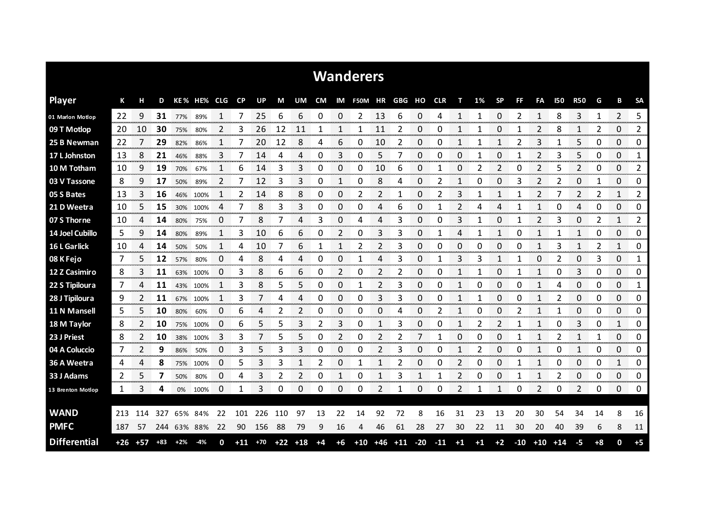# Wanderers

| Player | K | H | D | KE % | HE% | CLG | CP | UP | M | UM | CM | IM | F50M | HR | GBG | HO | CLR | T | 1% | SP | FF | FA | I50 | R50 | G | B | SA |
|---|---|---|---|---|---|---|---|---|---|---|---|---|---|---|---|---|---|---|---|---|---|---|---|---|---|---|---|
| 01 Marlon Motlop | 22 | 9 | **31** | 77% | 89% | 1 | 7 | 25 | 6 | 6 | 0 | 0 | 2 | 13 | 6 | 0 | 4 | 1 | 1 | 0 | 2 | 1 | 8 | 3 | 1 | 2 | 5 |
| 09 T Motlop | 20 | 10 | **30** | 75% | 80% | 2 | 3 | 26 | 12 | 11 | 1 | 1 | 1 | 11 | 2 | 0 | 0 | 1 | 1 | 0 | 1 | 2 | 8 | 1 | 2 | 0 | 2 |
| 25 B Newman | 22 | 7 | **29** | 82% | 86% | 1 | 7 | 20 | 12 | 8 | 4 | 6 | 0 | 10 | 2 | 0 | 0 | 1 | 1 | 1 | 2 | 3 | 1 | 5 | 0 | 0 | 0 |
| 17 L Johnston | 13 | 8 | **21** | 46% | 88% | 3 | 7 | 14 | 4 | 4 | 0 | 3 | 0 | 5 | 7 | 0 | 0 | 0 | 1 | 0 | 1 | 2 | 3 | 5 | 0 | 0 | 1 |
| 10 M Totham | 10 | 9 | **19** | 70% | 67% | 1 | 6 | 14 | 3 | 3 | 0 | 0 | 0 | 10 | 6 | 0 | 1 | 0 | 2 | 2 | 0 | 2 | 5 | 2 | 0 | 0 | 2 |
| 03 V Tassone | 8 | 9 | **17** | 50% | 89% | 2 | 7 | 12 | 3 | 3 | 0 | 1 | 0 | 8 | 4 | 0 | 2 | 1 | 0 | 0 | 3 | 2 | 2 | 0 | 1 | 0 | 0 |
| 05 S Bates | 13 | 3 | **16** | 46% | 100% | 1 | 2 | 14 | 8 | 8 | 0 | 0 | 2 | 2 | 1 | 0 | 2 | 3 | 1 | 1 | 1 | 2 | 7 | 2 | 2 | 1 | 2 |
| 21 D Weetra | 10 | 5 | **15** | 30% | 100% | 4 | 7 | 8 | 3 | 3 | 0 | 0 | 0 | 4 | 6 | 0 | 1 | 2 | 4 | 4 | 1 | 1 | 0 | 4 | 0 | 0 | 0 |
| 07 S Thorne | 10 | 4 | **14** | 80% | 75% | 0 | 7 | 8 | 7 | 4 | 3 | 0 | 4 | 4 | 3 | 0 | 0 | 3 | 1 | 0 | 1 | 2 | 3 | 0 | 2 | 1 | 2 |
| 14 Joel Cubillo | 5 | 9 | **14** | 80% | 89% | 1 | 3 | 10 | 6 | 6 | 0 | 2 | 0 | 3 | 3 | 0 | 1 | 4 | 1 | 1 | 0 | 1 | 1 | 1 | 0 | 0 | 0 |
| 16 L Garlick | 10 | 4 | **14** | 50% | 50% | 1 | 4 | 10 | 7 | 6 | 1 | 1 | 2 | 2 | 3 | 0 | 0 | 0 | 0 | 0 | 0 | 1 | 3 | 1 | 2 | 1 | 0 |
| 08 K Fejo | 7 | 5 | **12** | 57% | 80% | 0 | 4 | 8 | 4 | 4 | 0 | 0 | 1 | 4 | 3 | 0 | 1 | 3 | 3 | 1 | 1 | 0 | 2 | 0 | 3 | 0 | 1 |
| 12 Z Casimiro | 8 | 3 | **11** | 63% | 100% | 0 | 3 | 8 | 6 | 6 | 0 | 2 | 0 | 2 | 2 | 0 | 0 | 1 | 1 | 0 | 1 | 1 | 0 | 3 | 0 | 0 | 0 |
| 22 S Tipiloura | 7 | 4 | **11** | 43% | 100% | 1 | 3 | 8 | 5 | 5 | 0 | 0 | 1 | 2 | 3 | 0 | 0 | 1 | 0 | 0 | 0 | 1 | 4 | 0 | 0 | 0 | 1 |
| 28 J Tipiloura | 9 | 2 | **11** | 67% | 100% | 1 | 3 | 7 | 4 | 4 | 0 | 0 | 0 | 3 | 3 | 0 | 0 | 1 | 1 | 0 | 0 | 1 | 2 | 0 | 0 | 0 | 0 |
| 11 N Mansell | 5 | 5 | **10** | 80% | 60% | 0 | 6 | 4 | 2 | 2 | 0 | 0 | 0 | 0 | 4 | 0 | 2 | 1 | 0 | 0 | 2 | 1 | 1 | 0 | 0 | 0 | 0 |
| 18 M Taylor | 8 | 2 | **10** | 75% | 100% | 0 | 6 | 5 | 5 | 3 | 2 | 3 | 0 | 1 | 3 | 0 | 0 | 1 | 2 | 2 | 1 | 1 | 0 | 3 | 0 | 1 | 0 |
| 23 J Priest | 8 | 2 | **10** | 38% | 100% | 3 | 3 | 7 | 5 | 5 | 0 | 2 | 0 | 2 | 2 | 7 | 1 | 0 | 0 | 0 | 1 | 1 | 2 | 1 | 1 | 0 | 0 |
| 04 A Coluccio | 7 | 2 | **9** | 86% | 50% | 0 | 3 | 5 | 3 | 3 | 0 | 0 | 0 | 2 | 3 | 0 | 0 | 1 | 2 | 0 | 0 | 1 | 0 | 1 | 0 | 0 | 0 |
| 36 A Weetra | 4 | 4 | **8** | 75% | 100% | 0 | 5 | 3 | 3 | 1 | 2 | 0 | 1 | 1 | 2 | 0 | 0 | 2 | 0 | 0 | 1 | 1 | 0 | 0 | 0 | 1 | 0 |
| 33 J Adams | 2 | 5 | **7** | 50% | 80% | 0 | 4 | 3 | 2 | 2 | 0 | 1 | 0 | 1 | 3 | 1 | 1 | 2 | 0 | 0 | 1 | 1 | 2 | 0 | 0 | 0 | 0 |
| 13 Brenton Motlop | 1 | 3 | **4** | 0% | 100% | 0 | 1 | 3 | 0 | 0 | 0 | 0 | 0 | 2 | 1 | 0 | 0 | 2 | 1 | 1 | 0 | 2 | 0 | 2 | 0 | 0 | 0 |
| **WAND** | 213 | 114 | 327 | 65% | 84% | 22 | 101 | 226 | 110 | 97 | 13 | 22 | 14 | 92 | 72 | 8 | 16 | 31 | 23 | 13 | 20 | 30 | 54 | 34 | 14 | 8 | 16 |
| **PMFC** | 187 | 57 | 244 | 63% | 88% | 22 | 90 | 156 | 88 | 79 | 9 | 16 | 4 | 46 | 61 | 28 | 27 | 30 | 22 | 11 | 30 | 20 | 40 | 39 | 6 | 8 | 11 |
| **Differential** | +26 | +57 | +83 | +2% | -4% | 0 | +11 | +70 | +22 | +18 | +4 | +6 | +10 | +46 | +11 | -20 | -11 | +1 | +1 | +2 | -10 | +10 | +14 | -5 | +8 | 0 | +5 |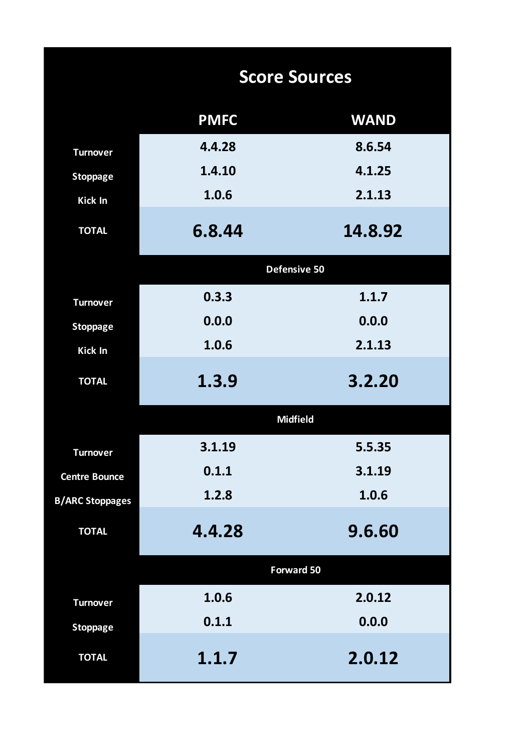# Score Sources

| | PMFC | WAND |
|---|---|---|
| Turnover | 4.4.28 | 8.6.54 |
| Stoppage | 1.4.10 | 4.1.25 |
| Kick In | 1.0.6 | 2.1.13 |
| **TOTAL** | **6.8.44** | **14.8.92** |
| **Defensive 50** | | |
| Turnover | 0.3.3 | 1.1.7 |
| Stoppage | 0.0.0 | 0.0.0 |
| Kick In | 1.0.6 | 2.1.13 |
| **TOTAL** | **1.3.9** | **3.2.20** |
| **Midfield** | | |
| Turnover | 3.1.19 | 5.5.35 |
| Centre Bounce | 0.1.1 | 3.1.19 |
| B/ARC Stoppages | 1.2.8 | 1.0.6 |
| **TOTAL** | **4.4.28** | **9.6.60** |
| **Forward 50** | | |
| Turnover | 1.0.6 | 2.0.12 |
| Stoppage | 0.1.1 | 0.0.0 |
| **TOTAL** | **1.1.7** | **2.0.12** |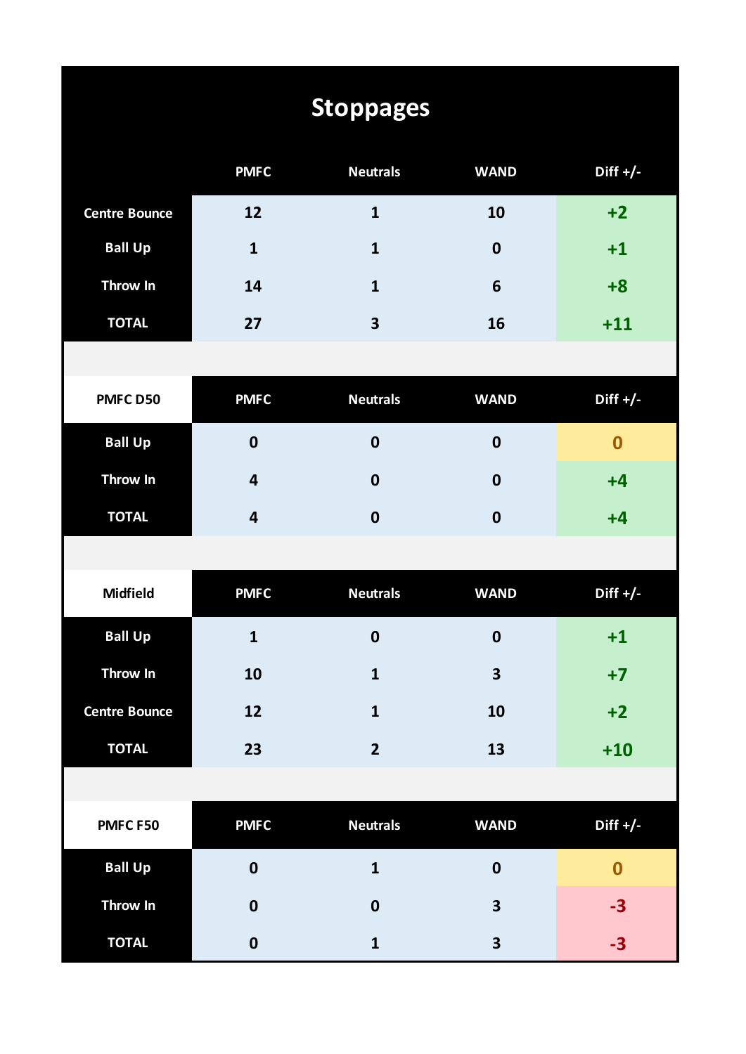# Stoppages

| | PMFC | Neutrals | WAND | Diff +/- |
|---|---|---|---|---|
| Centre Bounce | 12 | 1 | 10 | +2 |
| Ball Up | 1 | 1 | 0 | +1 |
| Throw In | 14 | 1 | 6 | +8 |
| TOTAL | 27 | 3 | 16 | +11 |

| PMFC D50 | PMFC | Neutrals | WAND | Diff +/- |
|---|---|---|---|---|
| Ball Up | 0 | 0 | 0 | 0 |
| Throw In | 4 | 0 | 0 | +4 |
| TOTAL | 4 | 0 | 0 | +4 |

| Midfield | PMFC | Neutrals | WAND | Diff +/- |
|---|---|---|---|---|
| Ball Up | 1 | 0 | 0 | +1 |
| Throw In | 10 | 1 | 3 | +7 |
| Centre Bounce | 12 | 1 | 10 | +2 |
| TOTAL | 23 | 2 | 13 | +10 |

| PMFC F50 | PMFC | Neutrals | WAND | Diff +/- |
|---|---|---|---|---|
| Ball Up | 0 | 1 | 0 | 0 |
| Throw In | 0 | 0 | 3 | -3 |
| TOTAL | 0 | 1 | 3 | -3 |